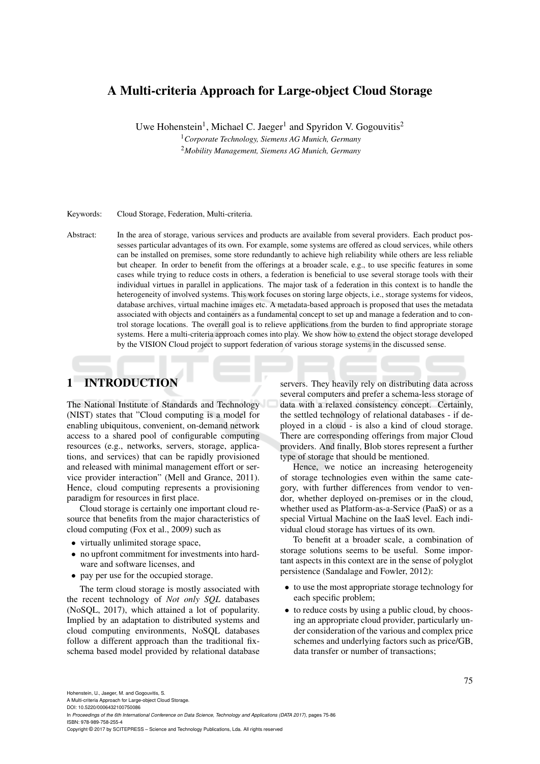# A Multi-criteria Approach for Large-object Cloud Storage

Uwe Hohenstein[1], Michael C. Jaeger[1] and Spyridon V. Gogouvitis[2]

[1]*Corporate Technology, Siemens AG Munich, Germany*
[2]*Mobility Management, Siemens AG Munich, Germany*

Keywords: Cloud Storage, Federation, Multi-criteria.

Abstract: In the area of storage, various services and products are available from several providers. Each product possesses particular advantages of its own. For example, some systems are offered as cloud services, while others can be installed on premises, some store redundantly to achieve high reliability while others are less reliable but cheaper. In order to benefit from the offerings at a broader scale, e.g., to use specific features in some cases while trying to reduce costs in others, a federation is beneficial to use several storage tools with their individual virtues in parallel in applications. The major task of a federation in this context is to handle the heterogeneity of involved systems. This work focuses on storing large objects, i.e., storage systems for videos, database archives, virtual machine images etc. A metadata-based approach is proposed that uses the metadata associated with objects and containers as a fundamental concept to set up and manage a federation and to control storage locations. The overall goal is to relieve applications from the burden to find appropriate storage systems. Here a multi-criteria approach comes into play. We show how to extend the object storage developed by the VISION Cloud project to support federation of various storage systems in the discussed sense.

## 1 INTRODUCTION

The National Institute of Standards and Technology (NIST) states that "Cloud computing is a model for enabling ubiquitous, convenient, on-demand network access to a shared pool of configurable computing resources (e.g., networks, servers, storage, applications, and services) that can be rapidly provisioned and released with minimal management effort or service provider interaction" (Mell and Grance, 2011). Hence, cloud computing represents a provisioning paradigm for resources in first place.

Cloud storage is certainly one important cloud resource that benefits from the major characteristics of cloud computing (Fox et al., 2009) such as

- virtually unlimited storage space,
- no upfront commitment for investments into hardware and software licenses, and
- pay per use for the occupied storage.

The term cloud storage is mostly associated with the recent technology of *Not only SQL* databases (NoSQL, 2017), which attained a lot of popularity. Implied by an adaptation to distributed systems and cloud computing environments, NoSQL databases follow a different approach than the traditional fix-schema based model provided by relational database servers. They heavily rely on distributing data across several computers and prefer a schema-less storage of data with a relaxed consistency concept. Certainly, the settled technology of relational databases - if deployed in a cloud - is also a kind of cloud storage. There are corresponding offerings from major Cloud providers. And finally, Blob stores represent a further type of storage that should be mentioned.

Hence, we notice an increasing heterogeneity of storage technologies even within the same category, with further differences from vendor to vendor, whether deployed on-premises or in the cloud, whether used as Platform-as-a-Service (PaaS) or as a special Virtual Machine on the IaaS level. Each individual cloud storage has virtues of its own.

To benefit at a broader scale, a combination of storage solutions seems to be useful. Some important aspects in this context are in the sense of polyglot persistence (Sandalage and Fowler, 2012):

- to use the most appropriate storage technology for each specific problem;
- to reduce costs by using a public cloud, by choosing an appropriate cloud provider, particularly under consideration of the various and complex price schemes and underlying factors such as price/GB, data transfer or number of transactions;

Hohenstein, U., Jaeger, M. and Gogouvitis, S.
A Multi-criteria Approach for Large-object Cloud Storage.
DOI: 10.5220/0006432100750086
In *Proceedings of the 6th International Conference on Data Science, Technology and Applications (DATA 2017)*, pages 75-86
ISBN: 978-989-758-255-4
Copyright © 2017 by SCITEPRESS – Science and Technology Publications, Lda. All rights reserved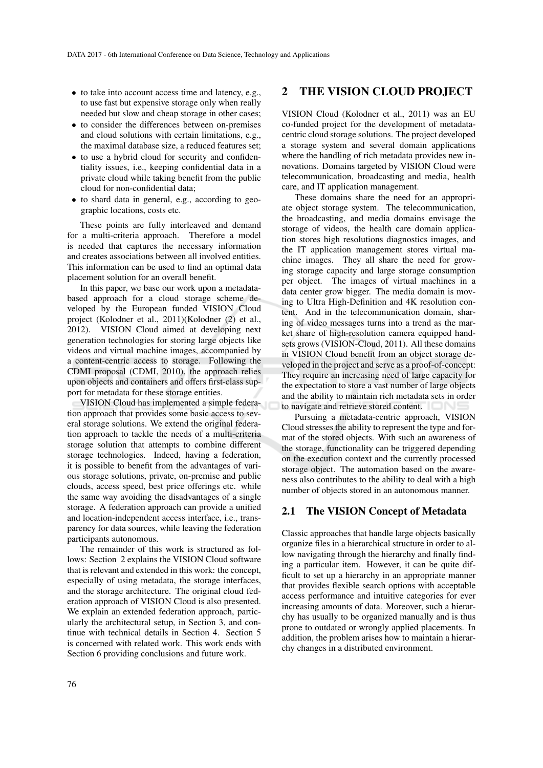- to take into account access time and latency, e.g., to use fast but expensive storage only when really needed but slow and cheap storage in other cases;
- to consider the differences between on-premises and cloud solutions with certain limitations, e.g., the maximal database size, a reduced features set;
- to use a hybrid cloud for security and confidentiality issues, i.e., keeping confidential data in a private cloud while taking benefit from the public cloud for non-confidential data;
- to shard data in general, e.g., according to geographic locations, costs etc.

These points are fully interleaved and demand for a multi-criteria approach. Therefore a model is needed that captures the necessary information and creates associations between all involved entities. This information can be used to find an optimal data placement solution for an overall benefit.

In this paper, we base our work upon a metadata-based approach for a cloud storage scheme developed by the European funded VISION Cloud project (Kolodner et al., 2011)(Kolodner (2) et al., 2012). VISION Cloud aimed at developing next generation technologies for storing large objects like videos and virtual machine images, accompanied by a content-centric access to storage. Following the CDMI proposal (CDMI, 2010), the approach relies upon objects and containers and offers first-class support for metadata for these storage entities.

VISION Cloud has implemented a simple federation approach that provides some basic access to several storage solutions. We extend the original federation approach to tackle the needs of a multi-criteria storage solution that attempts to combine different storage technologies. Indeed, having a federation, it is possible to benefit from the advantages of various storage solutions, private, on-premise and public clouds, access speed, best price offerings etc. while the same way avoiding the disadvantages of a single storage. A federation approach can provide a unified and location-independent access interface, i.e., transparency for data sources, while leaving the federation participants autonomous.

The remainder of this work is structured as follows: Section 2 explains the VISION Cloud software that is relevant and extended in this work: the concept, especially of using metadata, the storage interfaces, and the storage architecture. The original cloud federation approach of VISION Cloud is also presented. We explain an extended federation approach, particularly the architectural setup, in Section 3, and continue with technical details in Section 4. Section 5 is concerned with related work. This work ends with Section 6 providing conclusions and future work.

# 2 THE VISION CLOUD PROJECT

VISION Cloud (Kolodner et al., 2011) was an EU co-funded project for the development of metadata-centric cloud storage solutions. The project developed a storage system and several domain applications where the handling of rich metadata provides new innovations. Domains targeted by VISION Cloud were telecommunication, broadcasting and media, health care, and IT application management.

These domains share the need for an appropriate object storage system. The telecommunication, the broadcasting, and media domains envisage the storage of videos, the health care domain application stores high resolutions diagnostics images, and the IT application management stores virtual machine images. They all share the need for growing storage capacity and large storage consumption per object. The images of virtual machines in a data center grow bigger. The media domain is moving to Ultra High-Definition and 4K resolution content. And in the telecommunication domain, sharing of video messages turns into a trend as the market share of high-resolution camera equipped handsets grows (VISION-Cloud, 2011). All these domains in VISION Cloud benefit from an object storage developed in the project and serve as a proof-of-concept: They require an increasing need of large capacity for the expectation to store a vast number of large objects and the ability to maintain rich metadata sets in order to navigate and retrieve stored content.

Pursuing a metadata-centric approach, VISION Cloud stresses the ability to represent the type and format of the stored objects. With such an awareness of the storage, functionality can be triggered depending on the execution context and the currently processed storage object. The automation based on the awareness also contributes to the ability to deal with a high number of objects stored in an autonomous manner.

## 2.1 The VISION Concept of Metadata

Classic approaches that handle large objects basically organize files in a hierarchical structure in order to allow navigating through the hierarchy and finally finding a particular item. However, it can be quite difficult to set up a hierarchy in an appropriate manner that provides flexible search options with acceptable access performance and intuitive categories for ever increasing amounts of data. Moreover, such a hierarchy has usually to be organized manually and is thus prone to outdated or wrongly applied placements. In addition, the problem arises how to maintain a hierarchy changes in a distributed environment.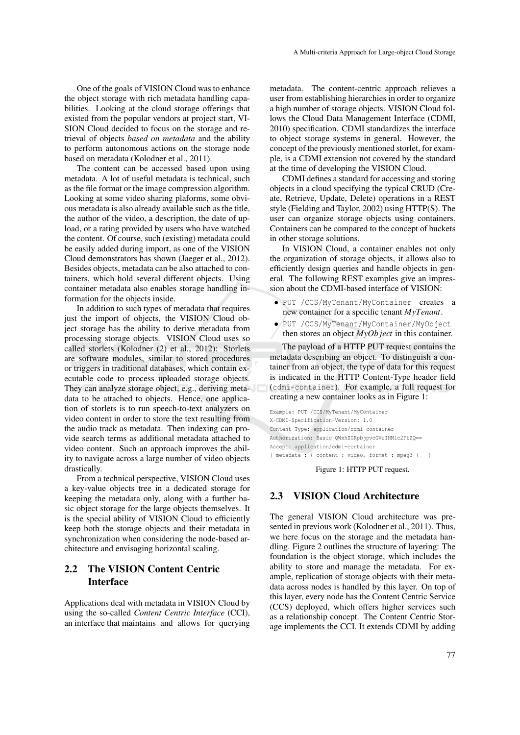One of the goals of VISION Cloud was to enhance the object storage with rich metadata handling capabilities. Looking at the cloud storage offerings that existed from the popular vendors at project start, VISION Cloud decided to focus on the storage and retrieval of objects *based on metadata* and the ability to perform autonomous actions on the storage node based on metadata (Kolodner et al., 2011).

The content can be accessed based upon using metadata. A lot of useful metadata is technical, such as the file format or the image compression algorithm. Looking at some video sharing plaforms, some obvious metadata is also already available such as the title, the author of the video, a description, the date of upload, or a rating provided by users who have watched the content. Of course, such (existing) metadata could be easily added during import, as one of the VISION Cloud demonstrators has shown (Jaeger et al., 2012). Besides objects, metadata can be also attached to containers, which hold several different objects. Using container metadata also enables storage handling information for the objects inside.

In addition to such types of metadata that requires just the import of objects, the VISION Cloud object storage has the ability to derive metadata from processing storage objects. VISION Cloud uses so called storlets (Kolodner (2) et al., 2012): Storlets are software modules, similar to stored procedures or triggers in traditional databases, which contain executable code to process uploaded storage objects. They can analyze storage object, e.g., deriving metadata to be attached to objects. Hence, one application of storlets is to run speech-to-text analyzers on video content in order to store the text resulting from the audio track as metadata. Then indexing can provide search terms as additional metadata attached to video content. Such an approach improves the ability to navigate across a large number of video objects drastically.

From a technical perspective, VISION Cloud uses a key-value objects tree in a dedicated storage for keeping the metadata only, along with a further basic object storage for the large objects themselves. It is the special ability of VISION Cloud to efficiently keep both the storage objects and their metadata in synchronization when considering the node-based architecture and envisaging horizontal scaling.

## 2.2 The VISION Content Centric Interface

Applications deal with metadata in VISION Cloud by using the so-called *Content Centric Interface* (CCI), an interface that maintains and allows for querying metadata. The content-centric approach relieves a user from establishing hierarchies in order to organize a high number of storage objects. VISION Cloud follows the Cloud Data Management Interface (CDMI, 2010) specification. CDMI standardizes the interface to object storage systems in general. However, the concept of the previously mentioned storlet, for example, is a CDMI extension not covered by the standard at the time of developing the VISION Cloud.

CDMI defines a standard for accessing and storing objects in a cloud specifying the typical CRUD (Create, Retrieve, Update, Delete) operations in a REST style (Fielding and Taylor, 2002) using HTTP(S). The user can organize storage objects using containers. Containers can be compared to the concept of buckets in other storage solutions.

In VISION Cloud, a container enables not only the organization of storage objects, it allows also to efficiently design queries and handle objects in general. The following REST examples give an impression about the CDMI-based interface of VISION:

- `PUT /CCS/MyTenant/MyContainer` creates a new container for a specific tenant *MyTenant*.
- `PUT /CCS/MyTenant/MyContainer/MyObject` then stores an object *MyObject* in this container.

The payload of a HTTP PUT request contains the metadata describing an object. To distinguish a container from an object, the type of data for this request is indicated in the HTTP Content-Type header field (`cdmi-container`). For example, a full request for creating a new container looks as in Figure 1:

```
Example: PUT /CCS/MyTenant/MyContainer
X-CDMI-Specification-Version: 1.0
Content-Type: application/cdmi-container
Authorization: Basic QWxhZGRpbjpvcGVuIHNlc2FtZQ==
Accept: application/cdmi-container
{ metadata : { content : video, format : mpeg3 }   }
```

Figure 1: HTTP PUT request.

## 2.3 VISION Cloud Architecture

The general VISION Cloud architecture was presented in previous work (Kolodner et al., 2011). Thus, we here focus on the storage and the metadata handling. Figure 2 outlines the structure of layering: The foundation is the object storage, which includes the ability to store and manage the metadata. For example, replication of storage objects with their metadata across nodes is handled by this layer. On top of this layer, every node has the Content Centric Service (CCS) deployed, which offers higher services such as a relationship concept. The Content Centric Storage implements the CCI. It extends CDMI by adding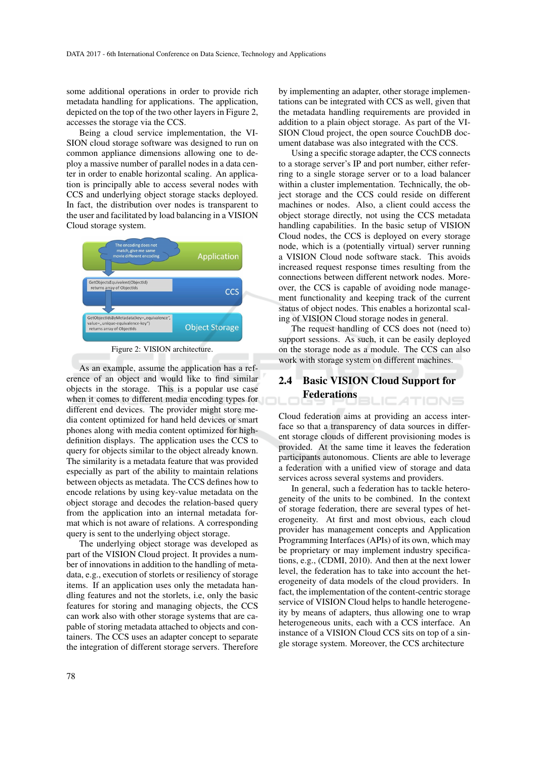some additional operations in order to provide rich metadata handling for applications. The application, depicted on the top of the two other layers in Figure 2, accesses the storage via the CCS.

Being a cloud service implementation, the VISION cloud storage software was designed to run on common appliance dimensions allowing one to deploy a massive number of parallel nodes in a data center in order to enable horizontal scaling. An application is principally able to access several nodes with CCS and underlying object storage stacks deployed. In fact, the distribution over nodes is transparent to the user and facilitated by load balancing in a VISION Cloud storage system.

Figure 2: VISION architecture.

As an example, assume the application has a reference of an object and would like to find similar objects in the storage. This is a popular use case when it comes to different media encoding types for different end devices. The provider might store media content optimized for hand held devices or smart phones along with media content optimized for high-definition displays. The application uses the CCS to query for objects similar to the object already known. The similarity is a metadata feature that was provided especially as part of the ability to maintain relations between objects as metadata. The CCS defines how to encode relations by using key-value metadata on the object storage and decodes the relation-based query from the application into an internal metadata format which is not aware of relations. A corresponding query is sent to the underlying object storage.

The underlying object storage was developed as part of the VISION Cloud project. It provides a number of innovations in addition to the handling of metadata, e.g., execution of storlets or resiliency of storage items. If an application uses only the metadata handling features and not the storlets, i.e, only the basic features for storing and managing objects, the CCS can work also with other storage systems that are capable of storing metadata attached to objects and containers. The CCS uses an adapter concept to separate the integration of different storage servers. Therefore by implementing an adapter, other storage implementations can be integrated with CCS as well, given that the metadata handling requirements are provided in addition to a plain object storage. As part of the VISION Cloud project, the open source CouchDB document database was also integrated with the CCS.

Using a specific storage adapter, the CCS connects to a storage server's IP and port number, either referring to a single storage server or to a load balancer within a cluster implementation. Technically, the object storage and the CCS could reside on different machines or nodes. Also, a client could access the object storage directly, not using the CCS metadata handling capabilities. In the basic setup of VISION Cloud nodes, the CCS is deployed on every storage node, which is a (potentially virtual) server running a VISION Cloud node software stack. This avoids increased request response times resulting from the connections between different network nodes. Moreover, the CCS is capable of avoiding node management functionality and keeping track of the current status of object nodes. This enables a horizontal scaling of VISION Cloud storage nodes in general.

The request handling of CCS does not (need to) support sessions. As such, it can be easily deployed on the storage node as a module. The CCS can also work with storage system on different machines.

## 2.4 Basic VISION Cloud Support for Federations

Cloud federation aims at providing an access interface so that a transparency of data sources in different storage clouds of different provisioning modes is provided. At the same time it leaves the federation participants autonomous. Clients are able to leverage a federation with a unified view of storage and data services across several systems and providers.

In general, such a federation has to tackle heterogeneity of the units to be combined. In the context of storage federation, there are several types of heterogeneity. At first and most obvious, each cloud provider has management concepts and Application Programming Interfaces (APIs) of its own, which may be proprietary or may implement industry specifications, e.g., (CDMI, 2010). And then at the next lower level, the federation has to take into account the heterogeneity of data models of the cloud providers. In fact, the implementation of the content-centric storage service of VISION Cloud helps to handle heterogeneity by means of adapters, thus allowing one to wrap heterogeneous units, each with a CCS interface. An instance of a VISION Cloud CCS sits on top of a single storage system. Moreover, the CCS architecture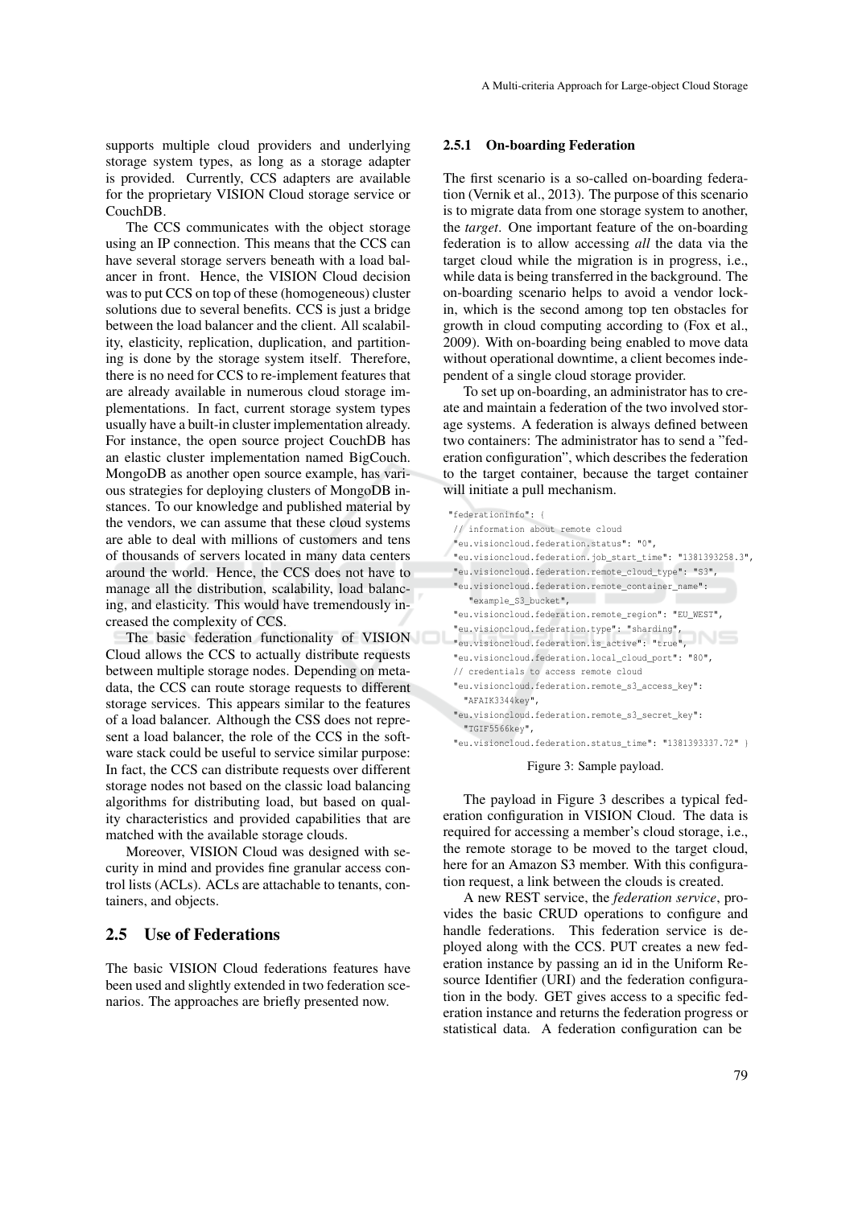supports multiple cloud providers and underlying storage system types, as long as a storage adapter is provided. Currently, CCS adapters are available for the proprietary VISION Cloud storage service or CouchDB.

The CCS communicates with the object storage using an IP connection. This means that the CCS can have several storage servers beneath with a load balancer in front. Hence, the VISION Cloud decision was to put CCS on top of these (homogeneous) cluster solutions due to several benefits. CCS is just a bridge between the load balancer and the client. All scalability, elasticity, replication, duplication, and partitioning is done by the storage system itself. Therefore, there is no need for CCS to re-implement features that are already available in numerous cloud storage implementations. In fact, current storage system types usually have a built-in cluster implementation already. For instance, the open source project CouchDB has an elastic cluster implementation named BigCouch. MongoDB as another open source example, has various strategies for deploying clusters of MongoDB instances. To our knowledge and published material by the vendors, we can assume that these cloud systems are able to deal with millions of customers and tens of thousands of servers located in many data centers around the world. Hence, the CCS does not have to manage all the distribution, scalability, load balancing, and elasticity. This would have tremendously increased the complexity of CCS.

The basic federation functionality of VISION Cloud allows the CCS to actually distribute requests between multiple storage nodes. Depending on metadata, the CCS can route storage requests to different storage services. This appears similar to the features of a load balancer. Although the CSS does not represent a load balancer, the role of the CCS in the software stack could be useful to service similar purpose: In fact, the CCS can distribute requests over different storage nodes not based on the classic load balancing algorithms for distributing load, but based on quality characteristics and provided capabilities that are matched with the available storage clouds.

Moreover, VISION Cloud was designed with security in mind and provides fine granular access control lists (ACLs). ACLs are attachable to tenants, containers, and objects.

## 2.5 Use of Federations

The basic VISION Cloud federations features have been used and slightly extended in two federation scenarios. The approaches are briefly presented now.

### 2.5.1 On-boarding Federation

The first scenario is a so-called on-boarding federation (Vernik et al., 2013). The purpose of this scenario is to migrate data from one storage system to another, the *target*. One important feature of the on-boarding federation is to allow accessing *all* the data via the target cloud while the migration is in progress, i.e., while data is being transferred in the background. The on-boarding scenario helps to avoid a vendor lock-in, which is the second among top ten obstacles for growth in cloud computing according to (Fox et al., 2009). With on-boarding being enabled to move data without operational downtime, a client becomes independent of a single cloud storage provider.

To set up on-boarding, an administrator has to create and maintain a federation of the two involved storage systems. A federation is always defined between two containers: The administrator has to send a "federation configuration", which describes the federation to the target container, because the target container will initiate a pull mechanism.

```
"federationinfo": {
  // information about remote cloud
  "eu.visioncloud.federation.status": "0",
  "eu.visioncloud.federation.job_start_time": "1381393258.3",
  "eu.visioncloud.federation.remote_cloud_type": "S3",
  "eu.visioncloud.federation.remote_container_name":
     "example_S3_bucket",
  "eu.visioncloud.federation.remote_region": "EU_WEST",
  "eu.visioncloud.federation.type": "sharding",
  "eu.visioncloud.federation.is_active": "true",
  "eu.visioncloud.federation.local_cloud_port": "80",
  // credentials to access remote cloud
  "eu.visioncloud.federation.remote_s3_access_key":
     "AFAIK3344key",
  "eu.visioncloud.federation.remote_s3_secret_key":
     "TGIF5566key",
  "eu.visioncloud.federation.status_time": "1381393337.72" }
```

Figure 3: Sample payload.

The payload in Figure 3 describes a typical federation configuration in VISION Cloud. The data is required for accessing a member's cloud storage, i.e., the remote storage to be moved to the target cloud, here for an Amazon S3 member. With this configuration request, a link between the clouds is created.

A new REST service, the *federation service*, provides the basic CRUD operations to configure and handle federations. This federation service is deployed along with the CCS. PUT creates a new federation instance by passing an id in the Uniform Resource Identifier (URI) and the federation configuration in the body. GET gives access to a specific federation instance and returns the federation progress or statistical data. A federation configuration can be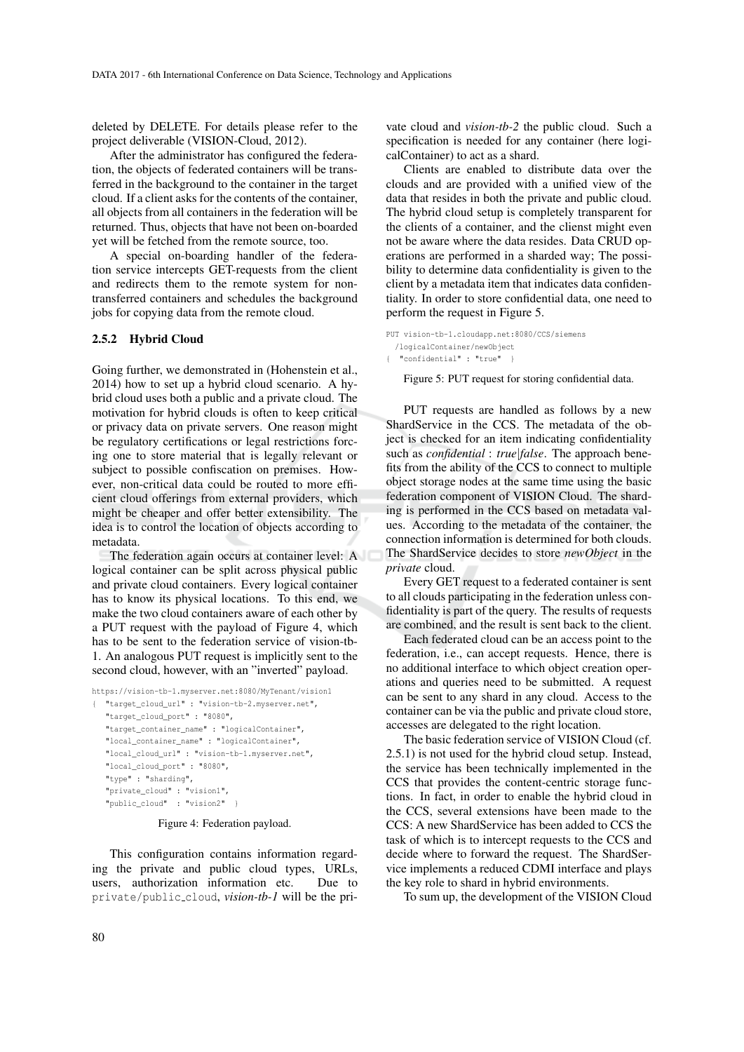deleted by DELETE. For details please refer to the project deliverable (VISION-Cloud, 2012).

After the administrator has configured the federation, the objects of federated containers will be transferred in the background to the container in the target cloud. If a client asks for the contents of the container, all objects from all containers in the federation will be returned. Thus, objects that have not been on-boarded yet will be fetched from the remote source, too.

A special on-boarding handler of the federation service intercepts GET-requests from the client and redirects them to the remote system for non-transferred containers and schedules the background jobs for copying data from the remote cloud.

### 2.5.2 Hybrid Cloud

Going further, we demonstrated in (Hohenstein et al., 2014) how to set up a hybrid cloud scenario. A hybrid cloud uses both a public and a private cloud. The motivation for hybrid clouds is often to keep critical or privacy data on private servers. One reason might be regulatory certifications or legal restrictions forcing one to store material that is legally relevant or subject to possible confiscation on premises. However, non-critical data could be routed to more efficient cloud offerings from external providers, which might be cheaper and offer better extensibility. The idea is to control the location of objects according to metadata.

The federation again occurs at container level: A logical container can be split across physical public and private cloud containers. Every logical container has to know its physical locations. To this end, we make the two cloud containers aware of each other by a PUT request with the payload of Figure 4, which has to be sent to the federation service of vision-tb-1. An analogous PUT request is implicitly sent to the second cloud, however, with an "inverted" payload.

```
https://vision-tb-1.myserver.net:8080/MyTenant/vision1
{  "target_cloud_url" : "vision-tb-2.myserver.net",
   "target_cloud_port" : "8080",
   "target_container_name" : "logicalContainer",
   "local_container_name" : "logicalContainer",
   "local_cloud_url" : "vision-tb-1.myserver.net",
   "local_cloud_port" : "8080",
   "type" : "sharding",
   "private_cloud" : "vision1",
   "public_cloud"  : "vision2"  }
```

Figure 4: Federation payload.

This configuration contains information regarding the private and public cloud types, URLs, users, authorization information etc. Due to `private/public_cloud`, *vision-tb-1* will be the private cloud and *vision-tb-2* the public cloud. Such a specification is needed for any container (here logicalContainer) to act as a shard.

Clients are enabled to distribute data over the clouds and are provided with a unified view of the data that resides in both the private and public cloud. The hybrid cloud setup is completely transparent for the clients of a container, and the clienst might even not be aware where the data resides. Data CRUD operations are performed in a sharded way; The possibility to determine data confidentiality is given to the client by a metadata item that indicates data confidentiality. In order to store confidential data, one need to perform the request in Figure 5.

```
PUT vision-tb-1.cloudapp.net:8080/CCS/siemens
  /logicalContainer/newObject
{  "confidential" : "true"  }
```

Figure 5: PUT request for storing confidential data.

PUT requests are handled as follows by a new ShardService in the CCS. The metadata of the object is checked for an item indicating confidentiality such as *confidential* : *true*|*false*. The approach benefits from the ability of the CCS to connect to multiple object storage nodes at the same time using the basic federation component of VISION Cloud. The sharding is performed in the CCS based on metadata values. According to the metadata of the container, the connection information is determined for both clouds. The ShardService decides to store *newObject* in the *private* cloud.

Every GET request to a federated container is sent to all clouds participating in the federation unless confidentiality is part of the query. The results of requests are combined, and the result is sent back to the client.

Each federated cloud can be an access point to the federation, i.e., can accept requests. Hence, there is no additional interface to which object creation operations and queries need to be submitted. A request can be sent to any shard in any cloud. Access to the container can be via the public and private cloud store, accesses are delegated to the right location.

The basic federation service of VISION Cloud (cf. 2.5.1) is not used for the hybrid cloud setup. Instead, the service has been technically implemented in the CCS that provides the content-centric storage functions. In fact, in order to enable the hybrid cloud in the CCS, several extensions have been made to the CCS: A new ShardService has been added to CCS the task of which is to intercept requests to the CCS and decide where to forward the request. The ShardService implements a reduced CDMI interface and plays the key role to shard in hybrid environments.

To sum up, the development of the VISION Cloud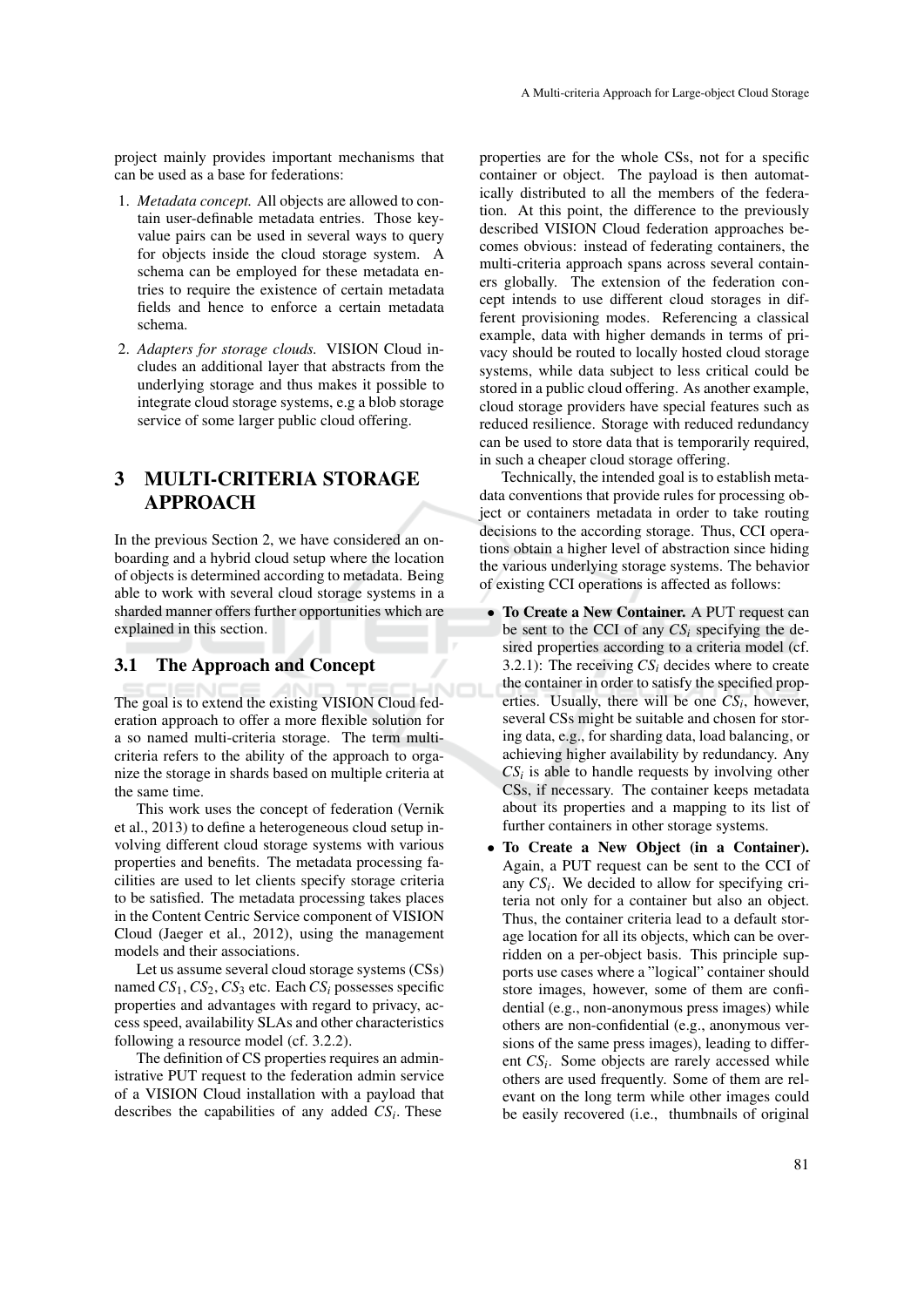project mainly provides important mechanisms that can be used as a base for federations:

1. *Metadata concept.* All objects are allowed to contain user-definable metadata entries. Those key-value pairs can be used in several ways to query for objects inside the cloud storage system. A schema can be employed for these metadata entries to require the existence of certain metadata fields and hence to enforce a certain metadata schema.
2. *Adapters for storage clouds.* VISION Cloud includes an additional layer that abstracts from the underlying storage and thus makes it possible to integrate cloud storage systems, e.g a blob storage service of some larger public cloud offering.

# 3 MULTI-CRITERIA STORAGE APPROACH

In the previous Section 2, we have considered an onboarding and a hybrid cloud setup where the location of objects is determined according to metadata. Being able to work with several cloud storage systems in a sharded manner offers further opportunities which are explained in this section.

## 3.1 The Approach and Concept

The goal is to extend the existing VISION Cloud federation approach to offer a more flexible solution for a so named multi-criteria storage. The term multi-criteria refers to the ability of the approach to organize the storage in shards based on multiple criteria at the same time.

This work uses the concept of federation (Vernik et al., 2013) to define a heterogeneous cloud setup involving different cloud storage systems with various properties and benefits. The metadata processing facilities are used to let clients specify storage criteria to be satisfied. The metadata processing takes places in the Content Centric Service component of VISION Cloud (Jaeger et al., 2012), using the management models and their associations.

Let us assume several cloud storage systems (CSs) named $CS_1$, $CS_2$, $CS_3$ etc. Each $CS_i$ possesses specific properties and advantages with regard to privacy, access speed, availability SLAs and other characteristics following a resource model (cf. 3.2.2).

The definition of CS properties requires an administrative PUT request to the federation admin service of a VISION Cloud installation with a payload that describes the capabilities of any added $CS_i$. These properties are for the whole CSs, not for a specific container or object. The payload is then automatically distributed to all the members of the federation. At this point, the difference to the previously described VISION Cloud federation approaches becomes obvious: instead of federating containers, the multi-criteria approach spans across several containers globally. The extension of the federation concept intends to use different cloud storages in different provisioning modes. Referencing a classical example, data with higher demands in terms of privacy should be routed to locally hosted cloud storage systems, while data subject to less critical could be stored in a public cloud offering. As another example, cloud storage providers have special features such as reduced resilience. Storage with reduced redundancy can be used to store data that is temporarily required, in such a cheaper cloud storage offering.

Technically, the intended goal is to establish metadata conventions that provide rules for processing object or containers metadata in order to take routing decisions to the according storage. Thus, CCI operations obtain a higher level of abstraction since hiding the various underlying storage systems. The behavior of existing CCI operations is affected as follows:

- **To Create a New Container.** A PUT request can be sent to the CCI of any $CS_i$ specifying the desired properties according to a criteria model (cf. 3.2.1): The receiving $CS_i$ decides where to create the container in order to satisfy the specified properties. Usually, there will be one $CS_i$, however, several CSs might be suitable and chosen for storing data, e.g., for sharding data, load balancing, or achieving higher availability by redundancy. Any $CS_i$ is able to handle requests by involving other CSs, if necessary. The container keeps metadata about its properties and a mapping to its list of further containers in other storage systems.
- **To Create a New Object (in a Container).** Again, a PUT request can be sent to the CCI of any $CS_i$. We decided to allow for specifying criteria not only for a container but also an object. Thus, the container criteria lead to a default storage location for all its objects, which can be overridden on a per-object basis. This principle supports use cases where a "logical" container should store images, however, some of them are confidential (e.g., non-anonymous press images) while others are non-confidential (e.g., anonymous versions of the same press images), leading to different $CS_i$. Some objects are rarely accessed while others are used frequently. Some of them are relevant on the long term while other images could be easily recovered (i.e., thumbnails of original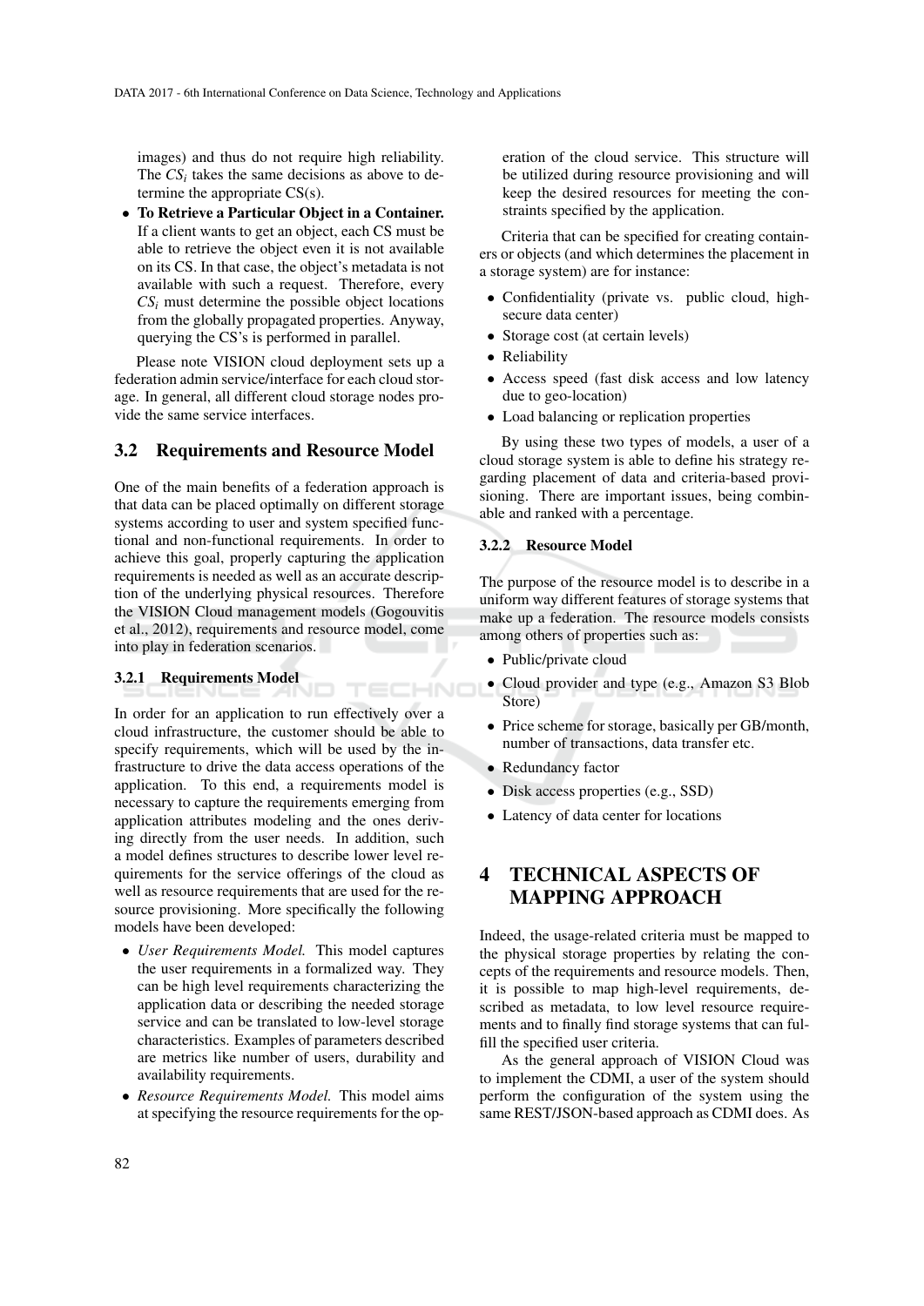images) and thus do not require high reliability. The $CS_i$ takes the same decisions as above to determine the appropriate CS(s).

- **To Retrieve a Particular Object in a Container.** If a client wants to get an object, each CS must be able to retrieve the object even it is not available on its CS. In that case, the object's metadata is not available with such a request. Therefore, every $CS_i$ must determine the possible object locations from the globally propagated properties. Anyway, querying the CS's is performed in parallel.

Please note VISION cloud deployment sets up a federation admin service/interface for each cloud storage. In general, all different cloud storage nodes provide the same service interfaces.

## 3.2 Requirements and Resource Model

One of the main benefits of a federation approach is that data can be placed optimally on different storage systems according to user and system specified functional and non-functional requirements. In order to achieve this goal, properly capturing the application requirements is needed as well as an accurate description of the underlying physical resources. Therefore the VISION Cloud management models (Gogouvitis et al., 2012), requirements and resource model, come into play in federation scenarios.

### 3.2.1 Requirements Model

In order for an application to run effectively over a cloud infrastructure, the customer should be able to specify requirements, which will be used by the infrastructure to drive the data access operations of the application. To this end, a requirements model is necessary to capture the requirements emerging from application attributes modeling and the ones deriving directly from the user needs. In addition, such a model defines structures to describe lower level requirements for the service offerings of the cloud as well as resource requirements that are used for the resource provisioning. More specifically the following models have been developed:

- *User Requirements Model.* This model captures the user requirements in a formalized way. They can be high level requirements characterizing the application data or describing the needed storage service and can be translated to low-level storage characteristics. Examples of parameters described are metrics like number of users, durability and availability requirements.
- *Resource Requirements Model.* This model aims at specifying the resource requirements for the operation of the cloud service. This structure will be utilized during resource provisioning and will keep the desired resources for meeting the constraints specified by the application.

Criteria that can be specified for creating containers or objects (and which determines the placement in a storage system) are for instance:

- Confidentiality (private vs. public cloud, high-secure data center)
- Storage cost (at certain levels)
- Reliability
- Access speed (fast disk access and low latency due to geo-location)
- Load balancing or replication properties

By using these two types of models, a user of a cloud storage system is able to define his strategy regarding placement of data and criteria-based provisioning. There are important issues, being combinable and ranked with a percentage.

### 3.2.2 Resource Model

The purpose of the resource model is to describe in a uniform way different features of storage systems that make up a federation. The resource models consists among others of properties such as:

- Public/private cloud
- Cloud provider and type (e.g., Amazon S3 Blob Store)
- Price scheme for storage, basically per GB/month, number of transactions, data transfer etc.
- Redundancy factor
- Disk access properties (e.g., SSD)
- Latency of data center for locations

# 4 TECHNICAL ASPECTS OF MAPPING APPROACH

Indeed, the usage-related criteria must be mapped to the physical storage properties by relating the concepts of the requirements and resource models. Then, it is possible to map high-level requirements, described as metadata, to low level resource requirements and to finally find storage systems that can fulfill the specified user criteria.

As the general approach of VISION Cloud was to implement the CDMI, a user of the system should perform the configuration of the system using the same REST/JSON-based approach as CDMI does. As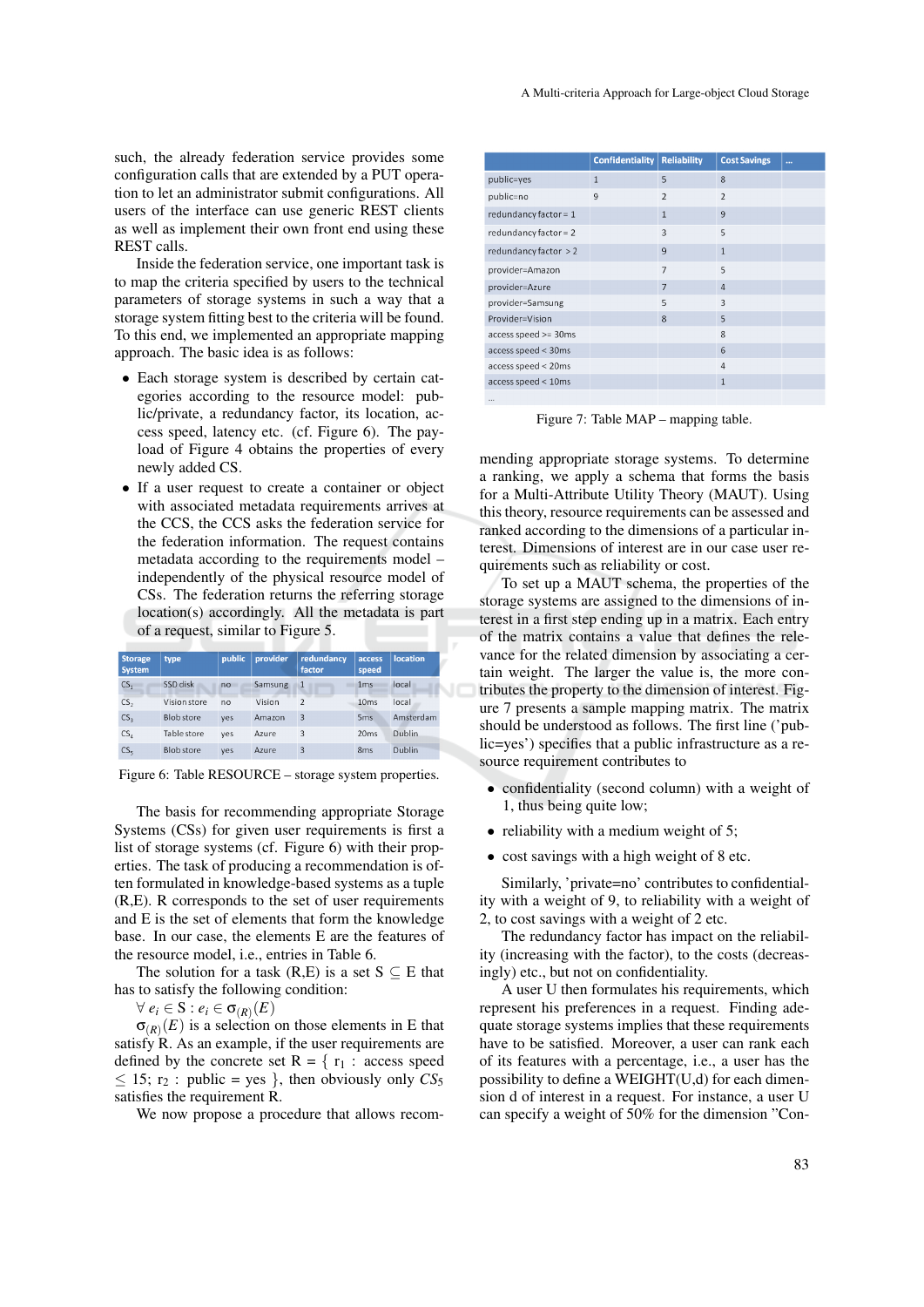such, the already federation service provides some configuration calls that are extended by a PUT operation to let an administrator submit configurations. All users of the interface can use generic REST clients as well as implement their own front end using these REST calls.

Inside the federation service, one important task is to map the criteria specified by users to the technical parameters of storage systems in such a way that a storage system fitting best to the criteria will be found. To this end, we implemented an appropriate mapping approach. The basic idea is as follows:

- Each storage system is described by certain categories according to the resource model: public/private, a redundancy factor, its location, access speed, latency etc. (cf. Figure 6). The payload of Figure 4 obtains the properties of every newly added CS.
- If a user request to create a container or object with associated metadata requirements arrives at the CCS, the CCS asks the federation service for the federation information. The request contains metadata according to the requirements model – independently of the physical resource model of CSs. The federation returns the referring storage location(s) accordingly. All the metadata is part of a request, similar to Figure 5.

| Storage System | type | public | provider | redundancy factor | access speed | location |
|---|---|---|---|---|---|---|
| $CS_1$ | SSD disk | no | Samsung | 1 | 1ms | local |
| $CS_2$ | Vision store | no | Vision | 2 | 10ms | local |
| $CS_3$ | Blob store | yes | Amazon | 3 | 5ms | Amsterdam |
| $CS_4$ | Table store | yes | Azure | 3 | 20ms | Dublin |
| $CS_5$ | Blob store | yes | Azure | 3 | 8ms | Dublin |

Figure 6: Table RESOURCE – storage system properties.

The basis for recommending appropriate Storage Systems (CSs) for given user requirements is first a list of storage systems (cf. Figure 6) with their properties. The task of producing a recommendation is often formulated in knowledge-based systems as a tuple (R,E). R corresponds to the set of user requirements and E is the set of elements that form the knowledge base. In our case, the elements E are the features of the resource model, i.e., entries in Table 6.

The solution for a task (R,E) is a set $S \subseteq E$ that has to satisfy the following condition:

$\forall\, e_i \in S : e_i \in \sigma_{(R)}(E)$

$\sigma_{(R)}(E)$ is a selection on those elements in E that satisfy R. As an example, if the user requirements are defined by the concrete set R = { $r_1$ : access speed $\leq$ 15; $r_2$ : public = yes }, then obviously only $CS_5$ satisfies the requirement R.

We now propose a procedure that allows recommending appropriate storage systems. To determine a ranking, we apply a schema that forms the basis for a Multi-Attribute Utility Theory (MAUT). Using this theory, resource requirements can be assessed and ranked according to the dimensions of a particular interest. Dimensions of interest are in our case user requirements such as reliability or cost.

| | Confidentiality | Reliability | Cost Savings | ... |
|---|---|---|---|---|
| public=yes | 1 | 5 | 8 | |
| public=no | 9 | 2 | 2 | |
| redundancy factor = 1 | | 1 | 9 | |
| redundancy factor = 2 | | 3 | 5 | |
| redundancy factor > 2 | | 9 | 1 | |
| provider=Amazon | | 7 | 5 | |
| provider=Azure | | 7 | 4 | |
| provider=Samsung | | 5 | 3 | |
| Provider=Vision | | 8 | 5 | |
| access speed >= 30ms | | | 8 | |
| access speed < 30ms | | | 6 | |
| access speed < 20ms | | | 4 | |
| access speed < 10ms | | | 1 | |
| ... | | | | |

Figure 7: Table MAP – mapping table.

To set up a MAUT schema, the properties of the storage systems are assigned to the dimensions of interest in a first step ending up in a matrix. Each entry of the matrix contains a value that defines the relevance for the related dimension by associating a certain weight. The larger the value is, the more contributes the property to the dimension of interest. Figure 7 presents a sample mapping matrix. The matrix should be understood as follows. The first line ('public=yes') specifies that a public infrastructure as a resource requirement contributes to

- confidentiality (second column) with a weight of 1, thus being quite low;
- reliability with a medium weight of 5;
- cost savings with a high weight of 8 etc.

Similarly, 'private=no' contributes to confidentiality with a weight of 9, to reliability with a weight of 2, to cost savings with a weight of 2 etc.

The redundancy factor has impact on the reliability (increasing with the factor), to the costs (decreasingly) etc., but not on confidentiality.

A user U then formulates his requirements, which represent his preferences in a request. Finding adequate storage systems implies that these requirements have to be satisfied. Moreover, a user can rank each of its features with a percentage, i.e., a user has the possibility to define a WEIGHT(U,d) for each dimension d of interest in a request. For instance, a user U can specify a weight of 50% for the dimension "Con-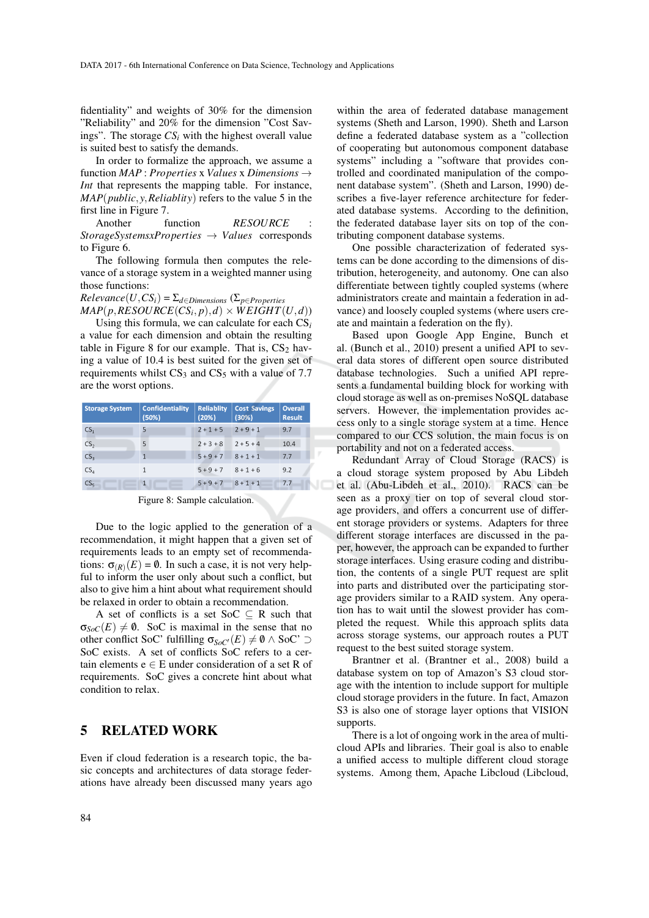fidentiality" and weights of 30% for the dimension "Reliability" and 20% for the dimension "Cost Savings". The storage $CS_i$ with the highest overall value is suited best to satisfy the demands.

In order to formalize the approach, we assume a function $MAP : Properties \text{ x } Values \text{ x } Dimensions \rightarrow Int$ that represents the mapping table. For instance, $MAP(public, y, Reliablity)$ refers to the value 5 in the first line in Figure 7.

Another function $RESOURCE : StorageSystemsxProperties \rightarrow Values$ corresponds to Figure 6.

The following formula then computes the relevance of a storage system in a weighted manner using those functions:

$Relevance(U, CS_i) = \Sigma_{d \in Dimensions} \; (\Sigma_{p \in Properties} \; MAP(p, RESOURCE(CS_i, p), d) \times WEIGHT(U, d))$

Using this formula, we can calculate for each $CS_i$ a value for each dimension and obtain the resulting table in Figure 8 for our example. That is, $CS_2$ having a value of 10.4 is best suited for the given set of requirements whilst $CS_3$ and $CS_5$ with a value of 7.7 are the worst options.

| Storage System | Confidentiality (50%) | Reliablity (20%) | Cost Savings (30%) | Overall Result |
|---|---|---|---|---|
| $CS_1$ | 5 | 2 + 1 + 5 | 2 + 9 + 1 | 9.7 |
| $CS_2$ | 5 | 2 + 3 + 8 | 2 + 5 + 4 | 10.4 |
| $CS_3$ | 1 | 5 + 9 + 7 | 8 + 1 + 1 | 7.7 |
| $CS_4$ | 1 | 5 + 9 + 7 | 8 + 1 + 6 | 9.2 |
| $CS_5$ | 1 | 5 + 9 + 7 | 8 + 1 + 1 | 7.7 |

Figure 8: Sample calculation.

Due to the logic applied to the generation of a recommendation, it might happen that a given set of requirements leads to an empty set of recommendations: $\sigma_{(R)}(E) = \emptyset$. In such a case, it is not very helpful to inform the user only about such a conflict, but also to give him a hint about what requirement should be relaxed in order to obtain a recommendation.

A set of conflicts is a set SoC $\subseteq$ R such that $\sigma_{SoC}(E) \neq \emptyset$. SoC is maximal in the sense that no other conflict SoC' fulfilling $\sigma_{SoC'}(E) \neq \emptyset \wedge$ SoC' $\supset$ SoC exists. A set of conflicts SoC refers to a certain elements e $\in$ E under consideration of a set R of requirements. SoC gives a concrete hint about what condition to relax.

# 5 RELATED WORK

Even if cloud federation is a research topic, the basic concepts and architectures of data storage federations have already been discussed many years ago within the area of federated database management systems (Sheth and Larson, 1990). Sheth and Larson define a federated database system as a "collection of cooperating but autonomous component database systems" including a "software that provides controlled and coordinated manipulation of the component database system". (Sheth and Larson, 1990) describes a five-layer reference architecture for federated database systems. According to the definition, the federated database layer sits on top of the contributing component database systems.

One possible characterization of federated systems can be done according to the dimensions of distribution, heterogeneity, and autonomy. One can also differentiate between tightly coupled systems (where administrators create and maintain a federation in advance) and loosely coupled systems (where users create and maintain a federation on the fly).

Based upon Google App Engine, Bunch et al. (Bunch et al., 2010) present a unified API to several data stores of different open source distributed database technologies. Such a unified API represents a fundamental building block for working with cloud storage as well as on-premises NoSQL database servers. However, the implementation provides access only to a single storage system at a time. Hence compared to our CCS solution, the main focus is on portability and not on a federated access.

Redundant Array of Cloud Storage (RACS) is a cloud storage system proposed by Abu Libdeh et al. (Abu-Libdeh et al., 2010). RACS can be seen as a proxy tier on top of several cloud storage providers, and offers a concurrent use of different storage providers or systems. Adapters for three different storage interfaces are discussed in the paper, however, the approach can be expanded to further storage interfaces. Using erasure coding and distribution, the contents of a single PUT request are split into parts and distributed over the participating storage providers similar to a RAID system. Any operation has to wait until the slowest provider has completed the request. While this approach splits data across storage systems, our approach routes a PUT request to the best suited storage system.

Brantner et al. (Brantner et al., 2008) build a database system on top of Amazon's S3 cloud storage with the intention to include support for multiple cloud storage providers in the future. In fact, Amazon S3 is also one of storage layer options that VISION supports.

There is a lot of ongoing work in the area of multi-cloud APIs and libraries. Their goal is also to enable a unified access to multiple different cloud storage systems. Among them, Apache Libcloud (Libcloud,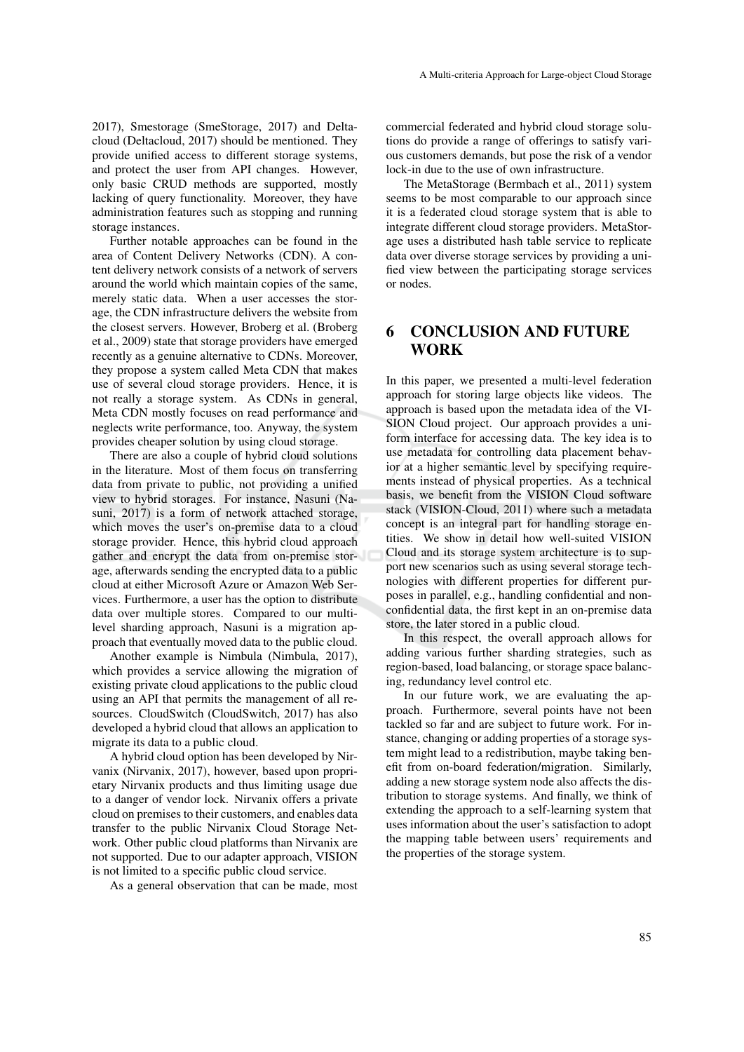2017), Smestorage (SmeStorage, 2017) and Deltacloud (Deltacloud, 2017) should be mentioned. They provide unified access to different storage systems, and protect the user from API changes. However, only basic CRUD methods are supported, mostly lacking of query functionality. Moreover, they have administration features such as stopping and running storage instances.

Further notable approaches can be found in the area of Content Delivery Networks (CDN). A content delivery network consists of a network of servers around the world which maintain copies of the same, merely static data. When a user accesses the storage, the CDN infrastructure delivers the website from the closest servers. However, Broberg et al. (Broberg et al., 2009) state that storage providers have emerged recently as a genuine alternative to CDNs. Moreover, they propose a system called Meta CDN that makes use of several cloud storage providers. Hence, it is not really a storage system. As CDNs in general, Meta CDN mostly focuses on read performance and neglects write performance, too. Anyway, the system provides cheaper solution by using cloud storage.

There are also a couple of hybrid cloud solutions in the literature. Most of them focus on transferring data from private to public, not providing a unified view to hybrid storages. For instance, Nasuni (Nasuni, 2017) is a form of network attached storage, which moves the user's on-premise data to a cloud storage provider. Hence, this hybrid cloud approach gather and encrypt the data from on-premise storage, afterwards sending the encrypted data to a public cloud at either Microsoft Azure or Amazon Web Services. Furthermore, a user has the option to distribute data over multiple stores. Compared to our multi-level sharding approach, Nasuni is a migration approach that eventually moved data to the public cloud.

Another example is Nimbula (Nimbula, 2017), which provides a service allowing the migration of existing private cloud applications to the public cloud using an API that permits the management of all resources. CloudSwitch (CloudSwitch, 2017) has also developed a hybrid cloud that allows an application to migrate its data to a public cloud.

A hybrid cloud option has been developed by Nirvanix (Nirvanix, 2017), however, based upon proprietary Nirvanix products and thus limiting usage due to a danger of vendor lock. Nirvanix offers a private cloud on premises to their customers, and enables data transfer to the public Nirvanix Cloud Storage Network. Other public cloud platforms than Nirvanix are not supported. Due to our adapter approach, VISION is not limited to a specific public cloud service.

As a general observation that can be made, most commercial federated and hybrid cloud storage solutions do provide a range of offerings to satisfy various customers demands, but pose the risk of a vendor lock-in due to the use of own infrastructure.

The MetaStorage (Bermbach et al., 2011) system seems to be most comparable to our approach since it is a federated cloud storage system that is able to integrate different cloud storage providers. MetaStorage uses a distributed hash table service to replicate data over diverse storage services by providing a unified view between the participating storage services or nodes.

# 6 CONCLUSION AND FUTURE WORK

In this paper, we presented a multi-level federation approach for storing large objects like videos. The approach is based upon the metadata idea of the VISION Cloud project. Our approach provides a uniform interface for accessing data. The key idea is to use metadata for controlling data placement behavior at a higher semantic level by specifying requirements instead of physical properties. As a technical basis, we benefit from the VISION Cloud software stack (VISION-Cloud, 2011) where such a metadata concept is an integral part for handling storage entities. We show in detail how well-suited VISION Cloud and its storage system architecture is to support new scenarios such as using several storage technologies with different properties for different purposes in parallel, e.g., handling confidential and non-confidential data, the first kept in an on-premise data store, the later stored in a public cloud.

In this respect, the overall approach allows for adding various further sharding strategies, such as region-based, load balancing, or storage space balancing, redundancy level control etc.

In our future work, we are evaluating the approach. Furthermore, several points have not been tackled so far and are subject to future work. For instance, changing or adding properties of a storage system might lead to a redistribution, maybe taking benefit from on-board federation/migration. Similarly, adding a new storage system node also affects the distribution to storage systems. And finally, we think of extending the approach to a self-learning system that uses information about the user's satisfaction to adopt the mapping table between users' requirements and the properties of the storage system.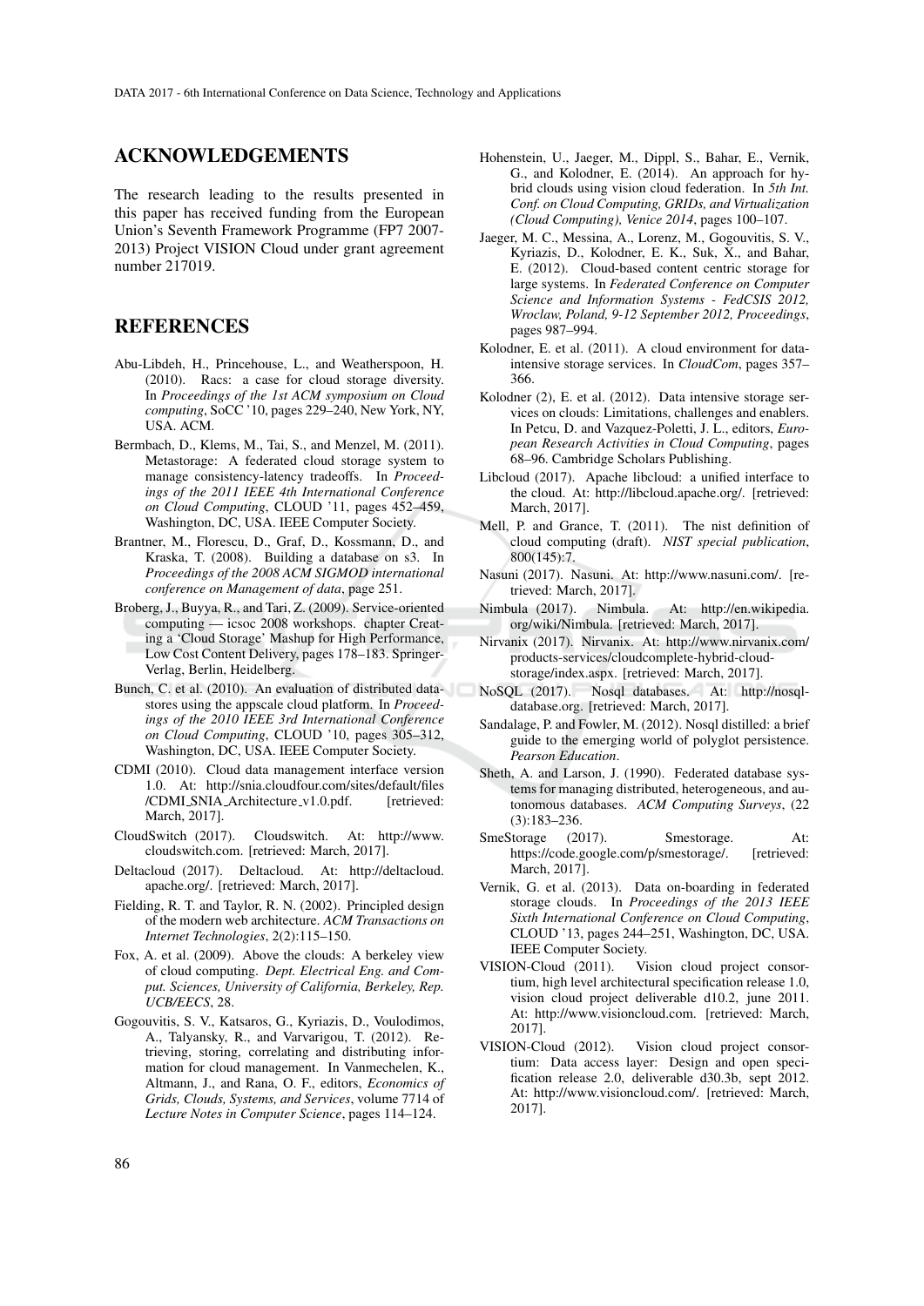## ACKNOWLEDGEMENTS

The research leading to the results presented in this paper has received funding from the European Union's Seventh Framework Programme (FP7 2007-2013) Project VISION Cloud under grant agreement number 217019.

## REFERENCES

Abu-Libdeh, H., Princehouse, L., and Weatherspoon, H. (2010). Racs: a case for cloud storage diversity. In *Proceedings of the 1st ACM symposium on Cloud computing*, SoCC '10, pages 229–240, New York, NY, USA. ACM.

Bermbach, D., Klems, M., Tai, S., and Menzel, M. (2011). Metastorage: A federated cloud storage system to manage consistency-latency tradeoffs. In *Proceedings of the 2011 IEEE 4th International Conference on Cloud Computing*, CLOUD '11, pages 452–459, Washington, DC, USA. IEEE Computer Society.

Brantner, M., Florescu, D., Graf, D., Kossmann, D., and Kraska, T. (2008). Building a database on s3. In *Proceedings of the 2008 ACM SIGMOD international conference on Management of data*, page 251.

Broberg, J., Buyya, R., and Tari, Z. (2009). Service-oriented computing — icsoc 2008 workshops. chapter Creating a 'Cloud Storage' Mashup for High Performance, Low Cost Content Delivery, pages 178–183. Springer-Verlag, Berlin, Heidelberg.

Bunch, C. et al. (2010). An evaluation of distributed datastores using the appscale cloud platform. In *Proceedings of the 2010 IEEE 3rd International Conference on Cloud Computing*, CLOUD '10, pages 305–312, Washington, DC, USA. IEEE Computer Society.

CDMI (2010). Cloud data management interface version 1.0. At: http://snia.cloudfour.com/sites/default/files/CDMI_SNIA_Architecture_v1.0.pdf. [retrieved: March, 2017].

CloudSwitch (2017). Cloudswitch. At: http://www.cloudswitch.com. [retrieved: March, 2017].

Deltacloud (2017). Deltacloud. At: http://deltacloud.apache.org/. [retrieved: March, 2017].

Fielding, R. T. and Taylor, R. N. (2002). Principled design of the modern web architecture. *ACM Transactions on Internet Technologies*, 2(2):115–150.

Fox, A. et al. (2009). Above the clouds: A berkeley view of cloud computing. *Dept. Electrical Eng. and Comput. Sciences, University of California, Berkeley, Rep. UCB/EECS*, 28.

Gogouvitis, S. V., Katsaros, G., Kyriazis, D., Voulodimos, A., Talyansky, R., and Varvarigou, T. (2012). Retrieving, storing, correlating and distributing information for cloud management. In Vanmechelen, K., Altmann, J., and Rana, O. F., editors, *Economics of Grids, Clouds, Systems, and Services*, volume 7714 of *Lecture Notes in Computer Science*, pages 114–124.

Hohenstein, U., Jaeger, M., Dippl, S., Bahar, E., Vernik, G., and Kolodner, E. (2014). An approach for hybrid clouds using vision cloud federation. In *5th Int. Conf. on Cloud Computing, GRIDs, and Virtualization (Cloud Computing), Venice 2014*, pages 100–107.

Jaeger, M. C., Messina, A., Lorenz, M., Gogouvitis, S. V., Kyriazis, D., Kolodner, E. K., Suk, X., and Bahar, E. (2012). Cloud-based content centric storage for large systems. In *Federated Conference on Computer Science and Information Systems - FedCSIS 2012, Wroclaw, Poland, 9-12 September 2012, Proceedings*, pages 987–994.

Kolodner, E. et al. (2011). A cloud environment for data-intensive storage services. In *CloudCom*, pages 357–366.

Kolodner (2), E. et al. (2012). Data intensive storage services on clouds: Limitations, challenges and enablers. In Petcu, D. and Vazquez-Poletti, J. L., editors, *European Research Activities in Cloud Computing*, pages 68–96. Cambridge Scholars Publishing.

Libcloud (2017). Apache libcloud: a unified interface to the cloud. At: http://libcloud.apache.org/. [retrieved: March, 2017].

Mell, P. and Grance, T. (2011). The nist definition of cloud computing (draft). *NIST special publication*, 800(145):7.

Nasuni (2017). Nasuni. At: http://www.nasuni.com/. [retrieved: March, 2017].

Nimbula (2017). Nimbula. At: http://en.wikipedia.org/wiki/Nimbula. [retrieved: March, 2017].

Nirvanix (2017). Nirvanix. At: http://www.nirvanix.com/products-services/cloudcomplete-hybrid-cloud-storage/index.aspx. [retrieved: March, 2017].

NoSQL (2017). Nosql databases. At: http://nosql-database.org. [retrieved: March, 2017].

Sandalage, P. and Fowler, M. (2012). Nosql distilled: a brief guide to the emerging world of polyglot persistence. *Pearson Education*.

Sheth, A. and Larson, J. (1990). Federated database systems for managing distributed, heterogeneous, and autonomous databases. *ACM Computing Surveys*, (22 (3):183–236.

SmeStorage (2017). Smestorage. At: https://code.google.com/p/smestorage/. [retrieved: March, 2017].

Vernik, G. et al. (2013). Data on-boarding in federated storage clouds. In *Proceedings of the 2013 IEEE Sixth International Conference on Cloud Computing*, CLOUD '13, pages 244–251, Washington, DC, USA. IEEE Computer Society.

VISION-Cloud (2011). Vision cloud project consortium, high level architectural specification release 1.0, vision cloud project deliverable d10.2, june 2011. At: http://www.visioncloud.com. [retrieved: March, 2017].

VISION-Cloud (2012). Vision cloud project consortium: Data access layer: Design and open specification release 2.0, deliverable d30.3b, sept 2012. At: http://www.visioncloud.com/. [retrieved: March, 2017].